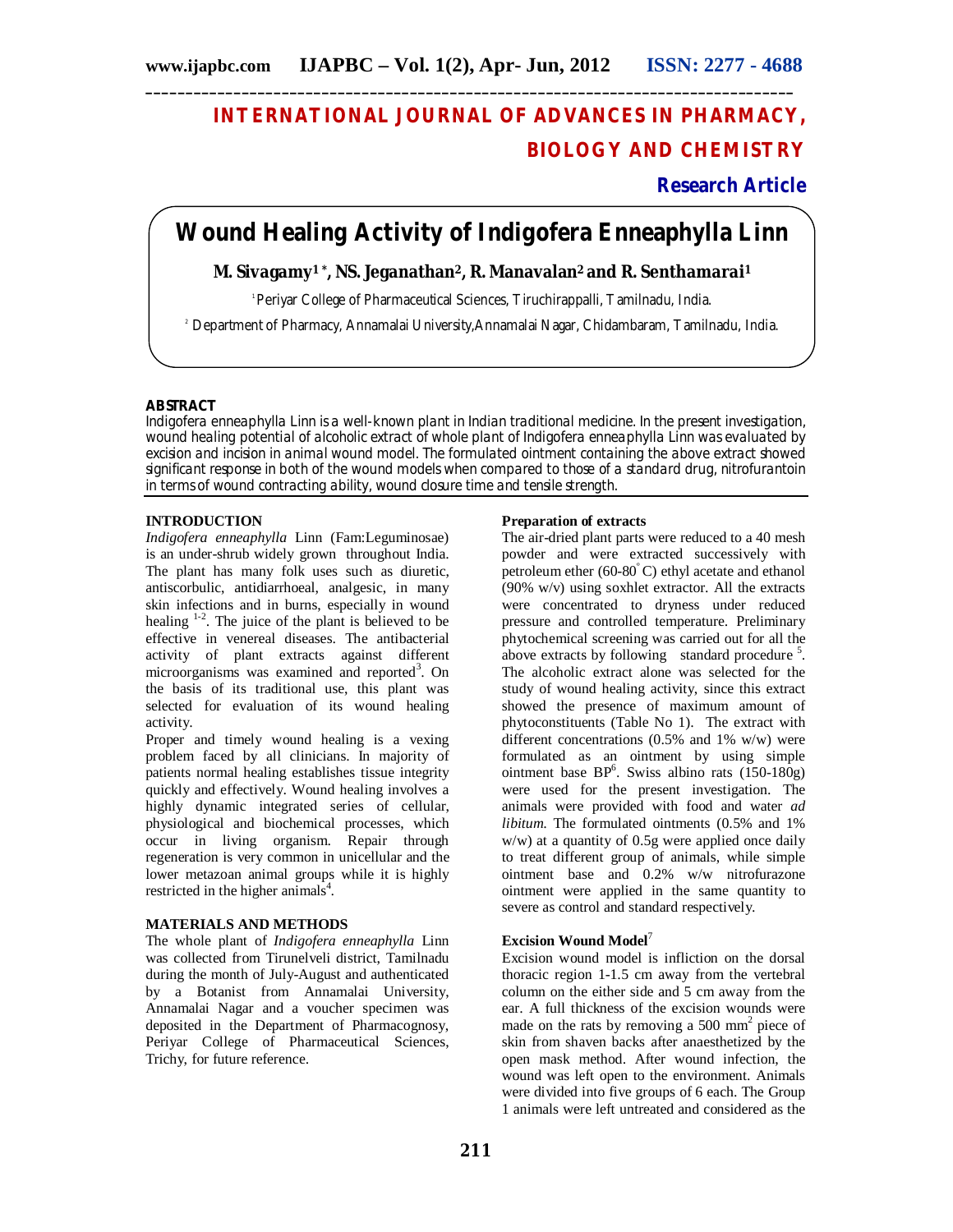# INTERNATIONAL JOURNAL OF ADVANCES IN PHARMACY, BIOLOGY AND CHEMISTRY

**Research Article**

# Wound Healing Activity of Indigofera Enneaphylla Linn

**M. Sivagamy[1]\*, NS. Jeganathan[2], R. Manavalan[2] and R. Senthamarai[1]**

[1] Periyar College of Pharmaceutical Sciences, Tiruchirappalli, Tamilnadu, India.

[2] Department of Pharmacy, Annamalai University,Annamalai Nagar, Chidambaram, Tamilnadu, India.

## ABSTRACT

Indigofera enneaphylla Linn is a well-known plant in Indian traditional medicine. In the present investigation, wound healing potential of alcoholic extract of whole plant of Indigofera enneaphylla Linn was evaluated by excision and incision in animal wound model. The formulated ointment containing the above extract showed significant response in both of the wound models when compared to those of a standard drug, nitrofurantoin in terms of wound contracting ability, wound closure time and tensile strength.

## INTRODUCTION

*Indigofera enneaphylla* Linn (Fam:Leguminosae) is an under-shrub widely grown throughout India. The plant has many folk uses such as diuretic, antiscorbulic, antidiarrhoeal, analgesic, in many skin infections and in burns, especially in wound healing [1-2]. The juice of the plant is believed to be effective in venereal diseases. The antibacterial activity of plant extracts against different microorganisms was examined and reported[3]. On the basis of its traditional use, this plant was selected for evaluation of its wound healing activity.

Proper and timely wound healing is a vexing problem faced by all clinicians. In majority of patients normal healing establishes tissue integrity quickly and effectively. Wound healing involves a highly dynamic integrated series of cellular, physiological and biochemical processes, which occur in living organism. Repair through regeneration is very common in unicellular and the lower metazoan animal groups while it is highly restricted in the higher animals[4].

## MATERIALS AND METHODS

The whole plant of *Indigofera enneaphylla* Linn was collected from Tirunelveli district, Tamilnadu during the month of July-August and authenticated by a Botanist from Annamalai University, Annamalai Nagar and a voucher specimen was deposited in the Department of Pharmacognosy, Periyar College of Pharmaceutical Sciences, Trichy, for future reference.

### Preparation of extracts

The air-dried plant parts were reduced to a 40 mesh powder and were extracted successively with petroleum ether (60-80°C) ethyl acetate and ethanol (90% w/v) using soxhlet extractor. All the extracts were concentrated to dryness under reduced pressure and controlled temperature. Preliminary phytochemical screening was carried out for all the above extracts by following standard procedure [5]. The alcoholic extract alone was selected for the study of wound healing activity, since this extract showed the presence of maximum amount of phytoconstituents (Table No 1). The extract with different concentrations (0.5% and 1% w/w) were formulated as an ointment by using simple ointment base BP[6]. Swiss albino rats (150-180g) were used for the present investigation. The animals were provided with food and water *ad libitum.* The formulated ointments (0.5% and 1% w/w) at a quantity of 0.5g were applied once daily to treat different group of animals, while simple ointment base and 0.2% w/w nitrofurazone ointment were applied in the same quantity to severe as control and standard respectively.

### Excision Wound Model[7]

Excision wound model is infliction on the dorsal thoracic region 1-1.5 cm away from the vertebral column on the either side and 5 cm away from the ear. A full thickness of the excision wounds were made on the rats by removing a 500 $mm^2$ piece of skin from shaven backs after anaesthetized by the open mask method. After wound infection, the wound was left open to the environment. Animals were divided into five groups of 6 each. The Group 1 animals were left untreated and considered as the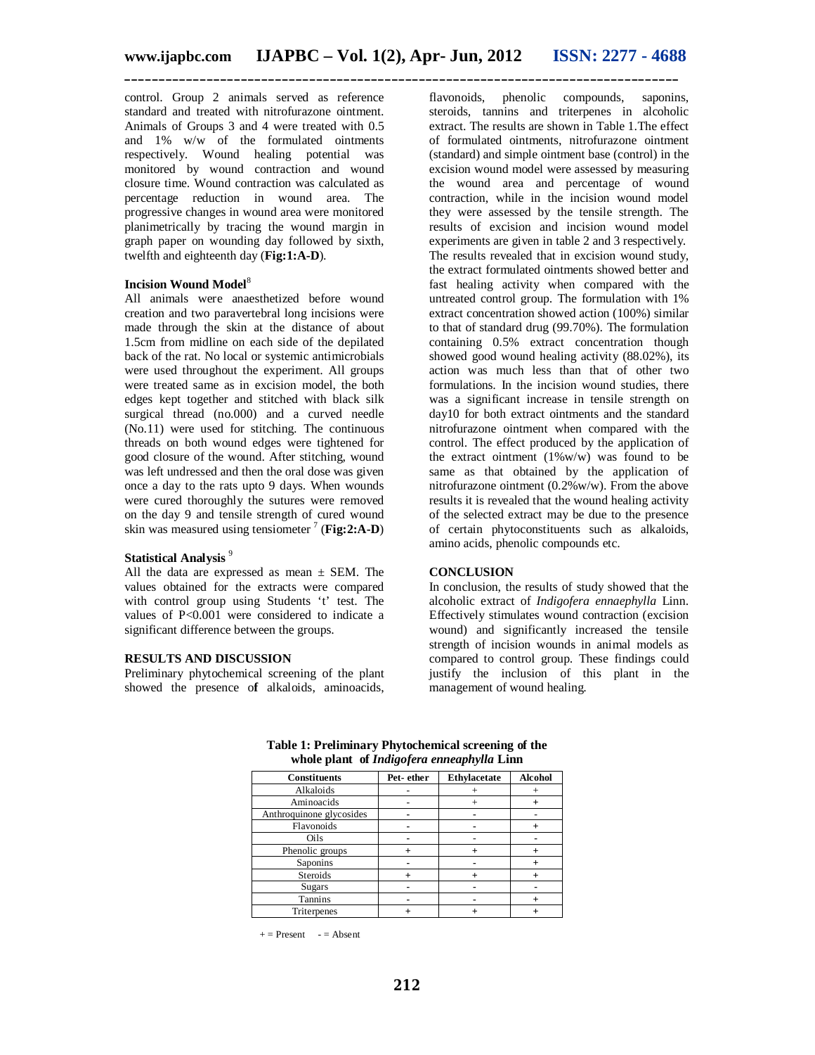control. Group 2 animals served as reference standard and treated with nitrofurazone ointment. Animals of Groups 3 and 4 were treated with 0.5 and 1% w/w of the formulated ointments respectively. Wound healing potential was monitored by wound contraction and wound closure time. Wound contraction was calculated as percentage reduction in wound area. The progressive changes in wound area were monitored planimetrically by tracing the wound margin in graph paper on wounding day followed by sixth, twelfth and eighteenth day (**Fig:1:A-D**).

### Incision Wound Model[8]

All animals were anaesthetized before wound creation and two paravertebral long incisions were made through the skin at the distance of about 1.5cm from midline on each side of the depilated back of the rat. No local or systemic antimicrobials were used throughout the experiment. All groups were treated same as in excision model, the both edges kept together and stitched with black silk surgical thread (no.000) and a curved needle (No.11) were used for stitching. The continuous threads on both wound edges were tightened for good closure of the wound. After stitching, wound was left undressed and then the oral dose was given once a day to the rats upto 9 days. When wounds were cured thoroughly the sutures were removed on the day 9 and tensile strength of cured wound skin was measured using tensiometer [7] (**Fig:2:A-D**)

### Statistical Analysis [9]

All the data are expressed as mean ± SEM. The values obtained for the extracts were compared with control group using Students 't' test. The values of $P<0.001$ were considered to indicate a significant difference between the groups.

## RESULTS AND DISCUSSION

Preliminary phytochemical screening of the plant showed the presence of alkaloids, aminoacids, flavonoids, phenolic compounds, saponins, steroids, tannins and triterpenes in alcoholic extract. The results are shown in Table 1.The effect of formulated ointments, nitrofurazone ointment (standard) and simple ointment base (control) in the excision wound model were assessed by measuring the wound area and percentage of wound contraction, while in the incision wound model they were assessed by the tensile strength. The results of excision and incision wound model experiments are given in table 2 and 3 respectively. The results revealed that in excision wound study, the extract formulated ointments showed better and fast healing activity when compared with the untreated control group. The formulation with 1% extract concentration showed action (100%) similar to that of standard drug (99.70%). The formulation containing 0.5% extract concentration though showed good wound healing activity (88.02%), its action was much less than that of other two formulations. In the incision wound studies, there was a significant increase in tensile strength on day10 for both extract ointments and the standard nitrofurazone ointment when compared with the control. The effect produced by the application of the extract ointment (1%w/w) was found to be same as that obtained by the application of nitrofurazone ointment (0.2%w/w). From the above results it is revealed that the wound healing activity of the selected extract may be due to the presence of certain phytoconstituents such as alkaloids, amino acids, phenolic compounds etc.

## CONCLUSION

In conclusion, the results of study showed that the alcoholic extract of *Indigofera ennaephylla* Linn. Effectively stimulates wound contraction (excision wound) and significantly increased the tensile strength of incision wounds in animal models as compared to control group. These findings could justify the inclusion of this plant in the management of wound healing.

**Table 1: Preliminary Phytochemical screening of the whole plant of *Indigofera enneaphylla* Linn**

| Constituents | Pet- ether | Ethylacetate | Alcohol |
|---|---|---|---|
| Alkaloids | - | + | + |
| Aminoacids | - | + | + |
| Anthroquinone glycosides | - | - | - |
| Flavonoids | - | - | + |
| Oils | - | - | - |
| Phenolic groups | + | + | + |
| Saponins | - | - | + |
| Steroids | + | + | + |
| Sugars | - | - | - |
| Tannins | - | - | + |
| Triterpenes | + | + | + |

+ = Present - = Absent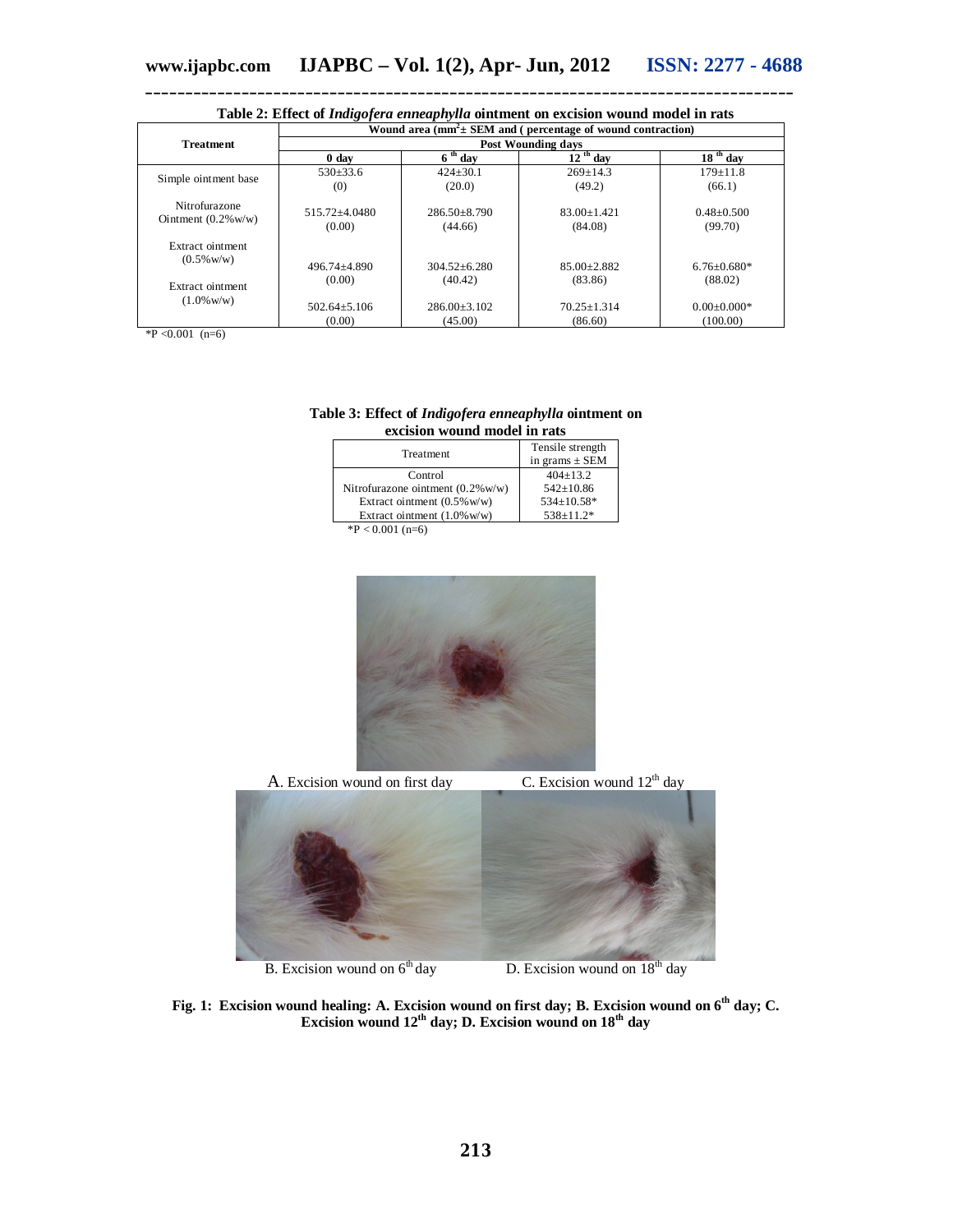**Table 2: Effect of *Indigofera enneaphylla* ointment on excision wound model in rats**

| Treatment | Wound area ($mm^2$ ± SEM and ( percentage of wound contraction) | | | |
|---|---|---|---|---|
| | Post Wounding days | | | |
| | 0 day | 6 th day | 12 th day | 18 th day |
| Simple ointment base | 530±33.6 (0) | 424±30.1 (20.0) | 269±14.3 (49.2) | 179±11.8 (66.1) |
| Nitrofurazone Ointment (0.2%w/w) | 515.72±4.0480 (0.00) | 286.50±8.790 (44.66) | 83.00±1.421 (84.08) | 0.48±0.500 (99.70) |
| Extract ointment (0.5%w/w) | 496.74±4.890 (0.00) | 304.52±6.280 (40.42) | 85.00±2.882 (83.86) | 6.76±0.680* (88.02) |
| Extract ointment (1.0%w/w) | 502.64±5.106 (0.00) | 286.00±3.102 (45.00) | 70.25±1.314 (86.60) | 0.00±0.000* (100.00) |

*P <0.001 (n=6)

**Table 3: Effect of *Indigofera enneaphylla* ointment on excision wound model in rats**

| Treatment | Tensile strength in grams ± SEM |
|---|---|
| Control | 404±13.2 |
| Nitrofurazone ointment (0.2%w/w) | 542±10.86 |
| Extract ointment (0.5%w/w) | 534±10.58* |
| Extract ointment (1.0%w/w) | 538±11.2* |

*P < 0.001 (n=6)

A. Excision wound on first day

C. Excision wound 12th day

B. Excision wound on 6th day

D. Excision wound on 18th day

**Fig. 1: Excision wound healing: A. Excision wound on first day; B. Excision wound on 6th day; C. Excision wound 12th day; D. Excision wound on 18th day**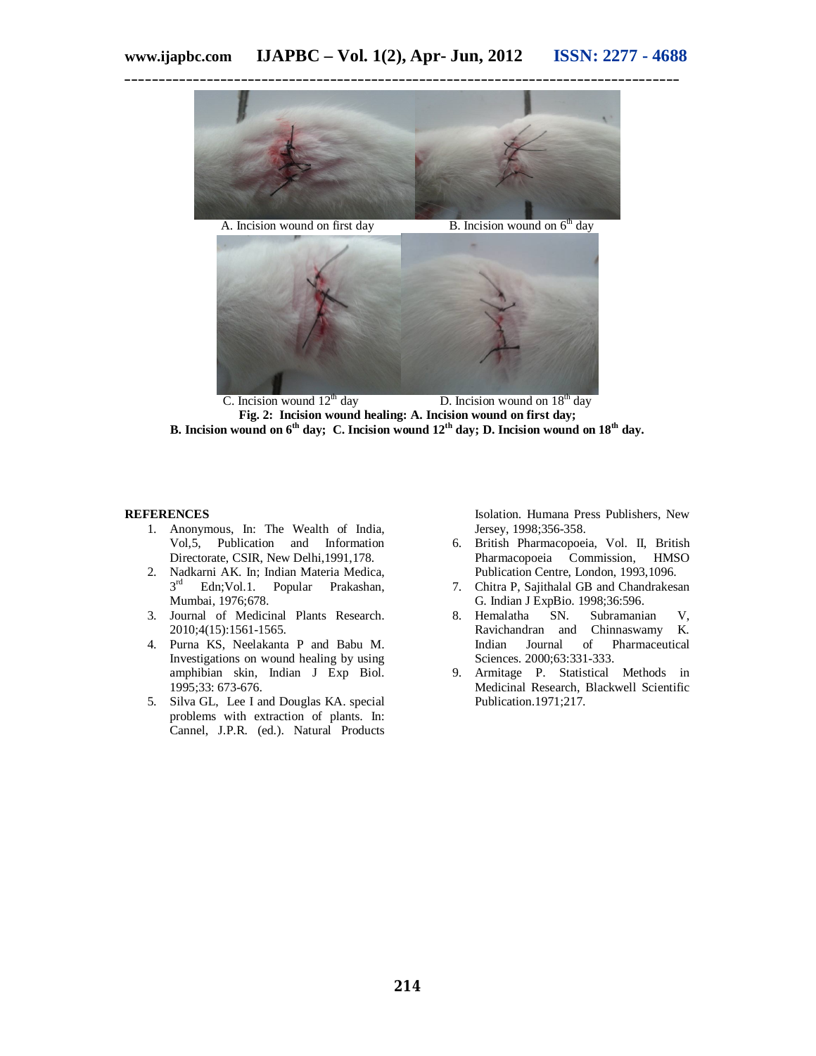A. Incision wound on first day

B. Incision wound on 6th day

C. Incision wound 12th day

D. Incision wound on 18th day

**Fig. 2: Incision wound healing: A. Incision wound on first day; B. Incision wound on 6th day; C. Incision wound 12th day; D. Incision wound on 18th day.**

**REFERENCES**

1. Anonymous, In: The Wealth of India, Vol,5, Publication and Information Directorate, CSIR, New Delhi,1991,178.
2. Nadkarni AK. In; Indian Materia Medica, 3rd Edn;Vol.1. Popular Prakashan, Mumbai, 1976;678.
3. Journal of Medicinal Plants Research. 2010;4(15):1561-1565.
4. Purna KS, Neelakanta P and Babu M. Investigations on wound healing by using amphibian skin, Indian J Exp Biol. 1995;33: 673-676.
5. Silva GL, Lee I and Douglas KA. special problems with extraction of plants. In: Cannel, J.P.R. (ed.). Natural Products Isolation. Humana Press Publishers, New Jersey, 1998;356-358.
6. British Pharmacopoeia, Vol. II, British Pharmacopoeia Commission, HMSO Publication Centre, London, 1993,1096.
7. Chitra P, Sajithalal GB and Chandrakesan G. Indian J ExpBio. 1998;36:596.
8. Hemalatha SN. Subramanian V, Ravichandran and Chinnaswamy K. Indian Journal of Pharmaceutical Sciences. 2000;63:331-333.
9. Armitage P. Statistical Methods in Medicinal Research, Blackwell Scientific Publication.1971;217.